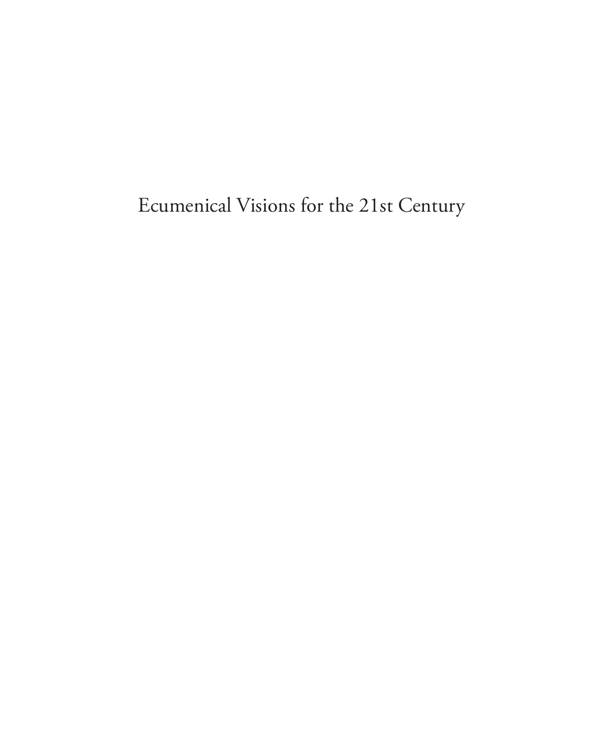# Ecumenical Visions for the 21st Century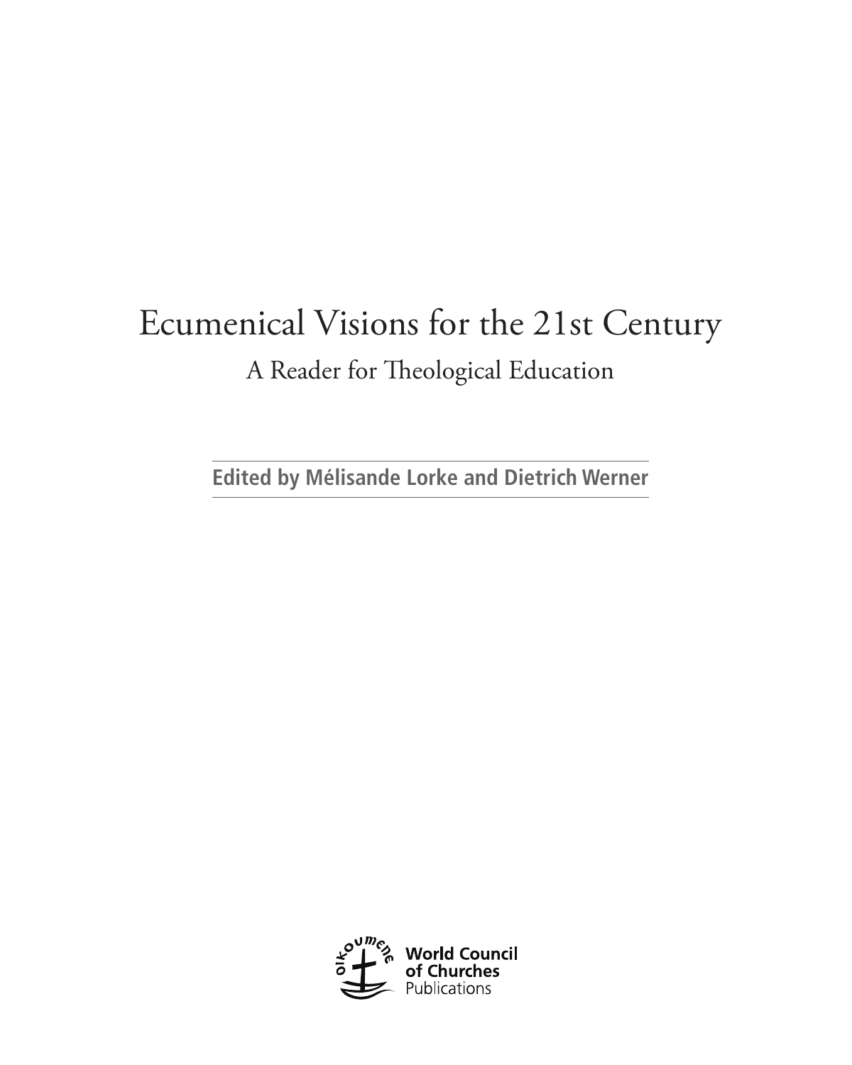# Ecumenical Visions for the 21st Century

## A Reader for Theological Education

**Edited by Mélisande Lorke and Dietrich Werner**

**World Council of Churches**
Publications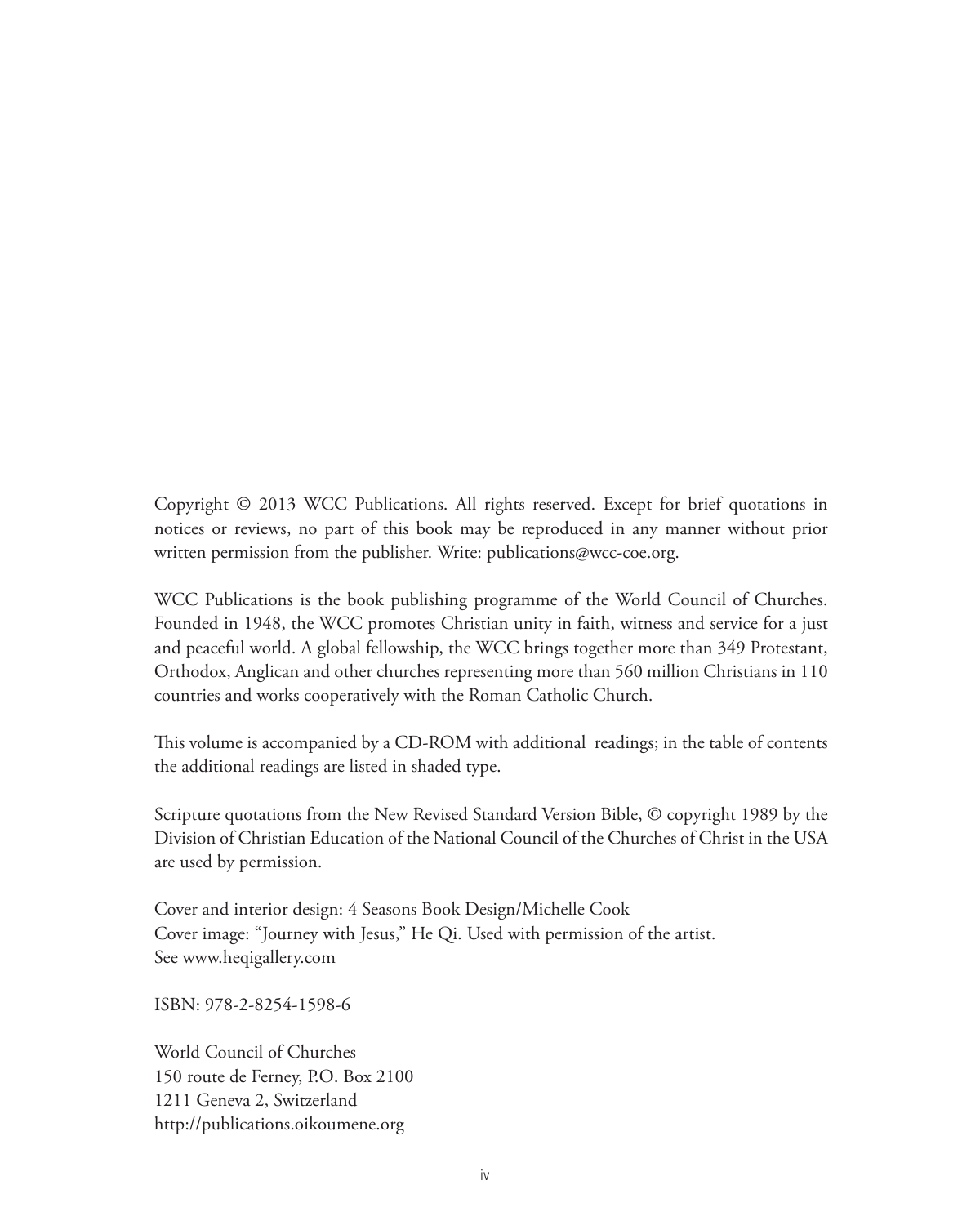Copyright © 2013 WCC Publications. All rights reserved. Except for brief quotations in notices or reviews, no part of this book may be reproduced in any manner without prior written permission from the publisher. Write: publications@wcc-coe.org.

WCC Publications is the book publishing programme of the World Council of Churches. Founded in 1948, the WCC promotes Christian unity in faith, witness and service for a just and peaceful world. A global fellowship, the WCC brings together more than 349 Protestant, Orthodox, Anglican and other churches representing more than 560 million Christians in 110 countries and works cooperatively with the Roman Catholic Church.

This volume is accompanied by a CD-ROM with additional readings; in the table of contents the additional readings are listed in shaded type.

Scripture quotations from the New Revised Standard Version Bible, © copyright 1989 by the Division of Christian Education of the National Council of the Churches of Christ in the USA are used by permission.

Cover and interior design: 4 Seasons Book Design/Michelle Cook
Cover image: "Journey with Jesus," He Qi. Used with permission of the artist.
See www.heqigallery.com

ISBN: 978-2-8254-1598-6

World Council of Churches
150 route de Ferney, P.O. Box 2100
1211 Geneva 2, Switzerland
http://publications.oikoumene.org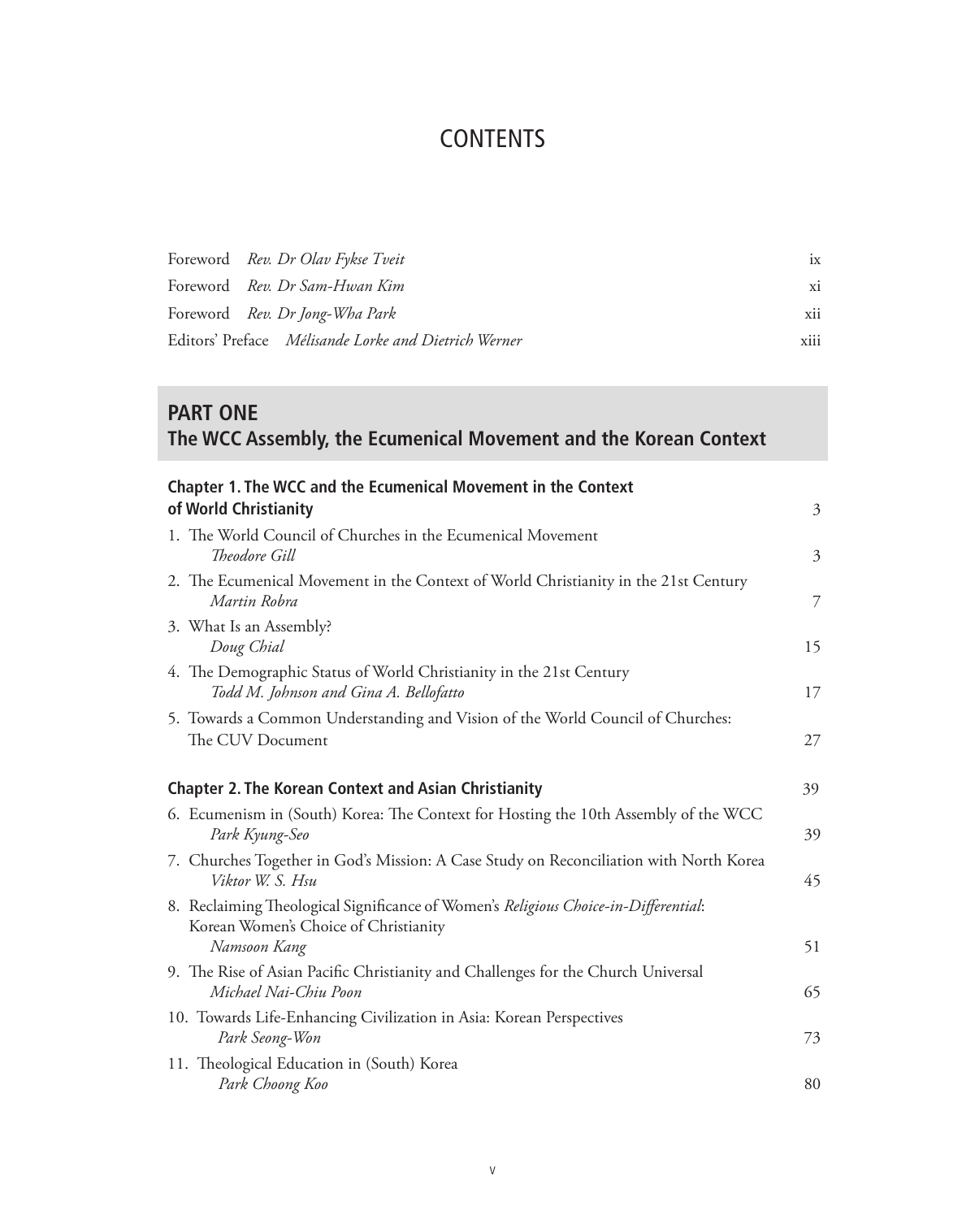# CONTENTS

| | |
|---|---|
| Foreword *Rev. Dr Olav Fykse Tveit* | ix |
| Foreword *Rev. Dr Sam-Hwan Kim* | xi |
| Foreword *Rev. Dr Jong-Wha Park* | xii |
| Editors' Preface *Mélisande Lorke and Dietrich Werner* | xiii |

## PART ONE
## The WCC Assembly, the Ecumenical Movement and the Korean Context

### Chapter 1. The WCC and the Ecumenical Movement in the Context of World Christianity — 3

1. The World Council of Churches in the Ecumenical Movement
   *Theodore Gill* — 3
2. The Ecumenical Movement in the Context of World Christianity in the 21st Century
   *Martin Robra* — 7
3. What Is an Assembly?
   *Doug Chial* — 15
4. The Demographic Status of World Christianity in the 21st Century
   *Todd M. Johnson and Gina A. Bellofatto* — 17
5. Towards a Common Understanding and Vision of the World Council of Churches: The CUV Document — 27

### Chapter 2. The Korean Context and Asian Christianity — 39

6. Ecumenism in (South) Korea: The Context for Hosting the 10th Assembly of the WCC
   *Park Kyung-Seo* — 39
7. Churches Together in God's Mission: A Case Study on Reconciliation with North Korea
   *Viktor W. S. Hsu* — 45
8. Reclaiming Theological Significance of Women's *Religious Choice-in-Differential*: Korean Women's Choice of Christianity
   *Namsoon Kang* — 51
9. The Rise of Asian Pacific Christianity and Challenges for the Church Universal
   *Michael Nai-Chiu Poon* — 65
10. Towards Life-Enhancing Civilization in Asia: Korean Perspectives
    *Park Seong-Won* — 73
11. Theological Education in (South) Korea
    *Park Choong Koo* — 80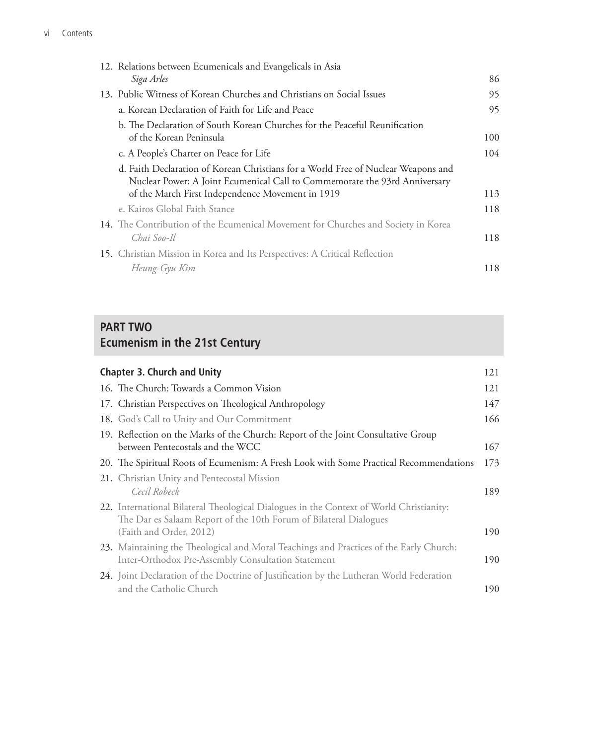12. Relations between Ecumenicals and Evangelicals in Asia
*Siga Arles* 86
13. Public Witness of Korean Churches and Christians on Social Issues 95
a. Korean Declaration of Faith for Life and Peace 95
b. The Declaration of South Korean Churches for the Peaceful Reunification of the Korean Peninsula 100
c. A People's Charter on Peace for Life 104
d. Faith Declaration of Korean Christians for a World Free of Nuclear Weapons and Nuclear Power: A Joint Ecumenical Call to Commemorate the 93rd Anniversary of the March First Independence Movement in 1919 113
e. Kairos Global Faith Stance 118
14. The Contribution of the Ecumenical Movement for Churches and Society in Korea
*Chai Soo-Il* 118
15. Christian Mission in Korea and Its Perspectives: A Critical Reflection
*Heung-Gyu Kim* 118

## PART TWO
## Ecumenism in the 21st Century

**Chapter 3. Church and Unity** 121
16. The Church: Towards a Common Vision 121
17. Christian Perspectives on Theological Anthropology 147
18. God's Call to Unity and Our Commitment 166
19. Reflection on the Marks of the Church: Report of the Joint Consultative Group between Pentecostals and the WCC 167
20. The Spiritual Roots of Ecumenism: A Fresh Look with Some Practical Recommendations 173
21. Christian Unity and Pentecostal Mission
*Cecil Robeck* 189
22. International Bilateral Theological Dialogues in the Context of World Christianity: The Dar es Salaam Report of the 10th Forum of Bilateral Dialogues (Faith and Order, 2012) 190
23. Maintaining the Theological and Moral Teachings and Practices of the Early Church: Inter-Orthodox Pre-Assembly Consultation Statement 190
24. Joint Declaration of the Doctrine of Justification by the Lutheran World Federation and the Catholic Church 190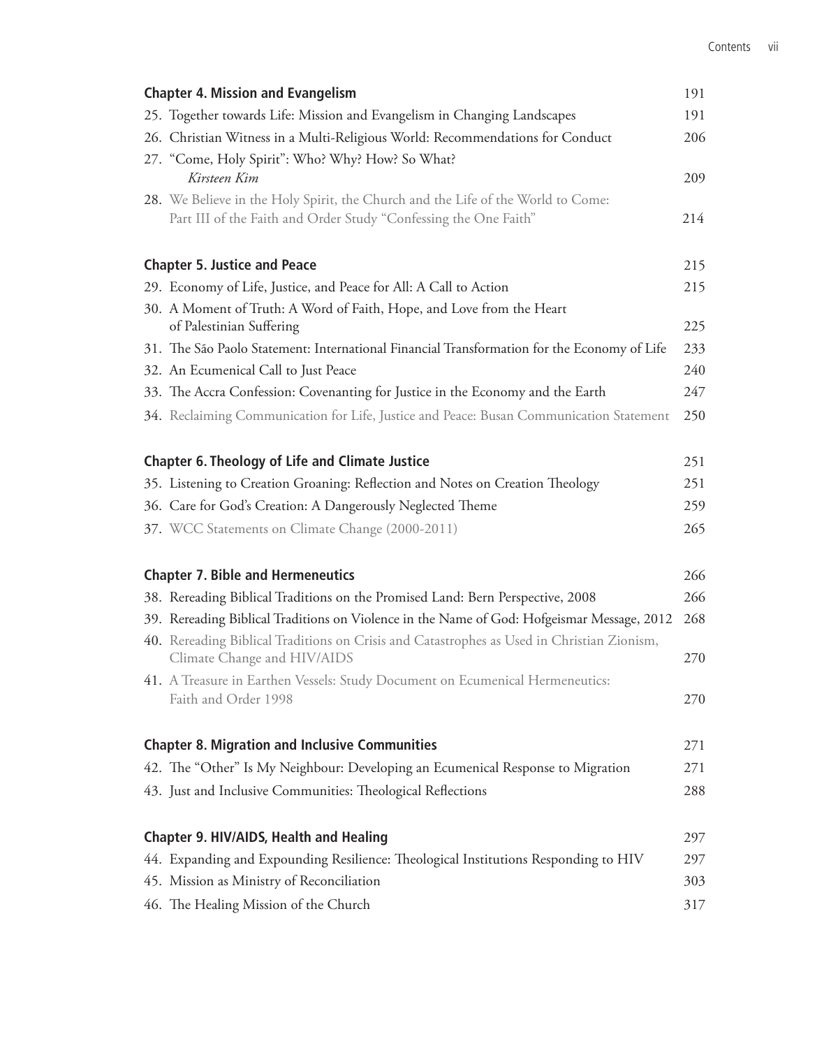**Chapter 4. Mission and Evangelism** 191

25. Together towards Life: Mission and Evangelism in Changing Landscapes 191
26. Christian Witness in a Multi-Religious World: Recommendations for Conduct 206
27. "Come, Holy Spirit": Who? Why? How? So What?
    *Kirsteen Kim* 209
28. We Believe in the Holy Spirit, the Church and the Life of the World to Come: Part III of the Faith and Order Study "Confessing the One Faith" 214

**Chapter 5. Justice and Peace** 215

29. Economy of Life, Justice, and Peace for All: A Call to Action 215
30. A Moment of Truth: A Word of Faith, Hope, and Love from the Heart of Palestinian Suffering 225
31. The São Paolo Statement: International Financial Transformation for the Economy of Life 233
32. An Ecumenical Call to Just Peace 240
33. The Accra Confession: Covenanting for Justice in the Economy and the Earth 247
34. Reclaiming Communication for Life, Justice and Peace: Busan Communication Statement 250

**Chapter 6. Theology of Life and Climate Justice** 251

35. Listening to Creation Groaning: Reflection and Notes on Creation Theology 251
36. Care for God's Creation: A Dangerously Neglected Theme 259
37. WCC Statements on Climate Change (2000-2011) 265

**Chapter 7. Bible and Hermeneutics** 266

38. Rereading Biblical Traditions on the Promised Land: Bern Perspective, 2008 266
39. Rereading Biblical Traditions on Violence in the Name of God: Hofgeismar Message, 2012 268
40. Rereading Biblical Traditions on Crisis and Catastrophes as Used in Christian Zionism, Climate Change and HIV/AIDS 270
41. A Treasure in Earthen Vessels: Study Document on Ecumenical Hermeneutics: Faith and Order 1998 270

**Chapter 8. Migration and Inclusive Communities** 271

42. The "Other" Is My Neighbour: Developing an Ecumenical Response to Migration 271
43. Just and Inclusive Communities: Theological Reflections 288

**Chapter 9. HIV/AIDS, Health and Healing** 297

44. Expanding and Expounding Resilience: Theological Institutions Responding to HIV 297
45. Mission as Ministry of Reconciliation 303
46. The Healing Mission of the Church 317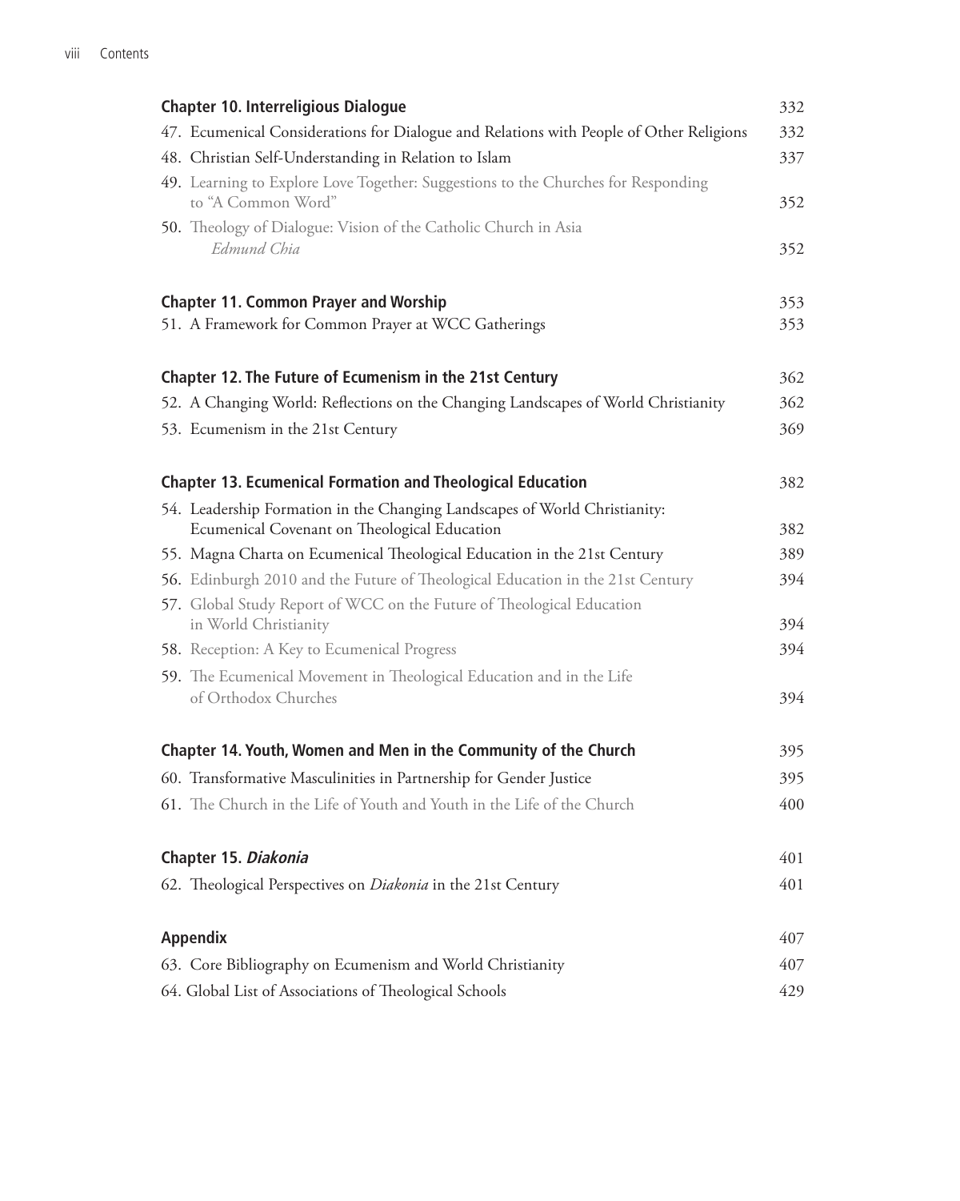**Chapter 10. Interreligious Dialogue** 332

47. Ecumenical Considerations for Dialogue and Relations with People of Other Religions 332
48. Christian Self-Understanding in Relation to Islam 337
49. Learning to Explore Love Together: Suggestions to the Churches for Responding to "A Common Word" 352
50. Theology of Dialogue: Vision of the Catholic Church in Asia
    *Edmund Chia* 352

**Chapter 11. Common Prayer and Worship** 353

51. A Framework for Common Prayer at WCC Gatherings 353

**Chapter 12. The Future of Ecumenism in the 21st Century** 362

52. A Changing World: Reflections on the Changing Landscapes of World Christianity 362
53. Ecumenism in the 21st Century 369

**Chapter 13. Ecumenical Formation and Theological Education** 382

54. Leadership Formation in the Changing Landscapes of World Christianity: Ecumenical Covenant on Theological Education 382
55. Magna Charta on Ecumenical Theological Education in the 21st Century 389
56. Edinburgh 2010 and the Future of Theological Education in the 21st Century 394
57. Global Study Report of WCC on the Future of Theological Education in World Christianity 394
58. Reception: A Key to Ecumenical Progress 394
59. The Ecumenical Movement in Theological Education and in the Life of Orthodox Churches 394

**Chapter 14. Youth, Women and Men in the Community of the Church** 395

60. Transformative Masculinities in Partnership for Gender Justice 395
61. The Church in the Life of Youth and Youth in the Life of the Church 400

**Chapter 15. *Diakonia*** 401

62. Theological Perspectives on *Diakonia* in the 21st Century 401

**Appendix** 407

63. Core Bibliography on Ecumenism and World Christianity 407
64. Global List of Associations of Theological Schools 429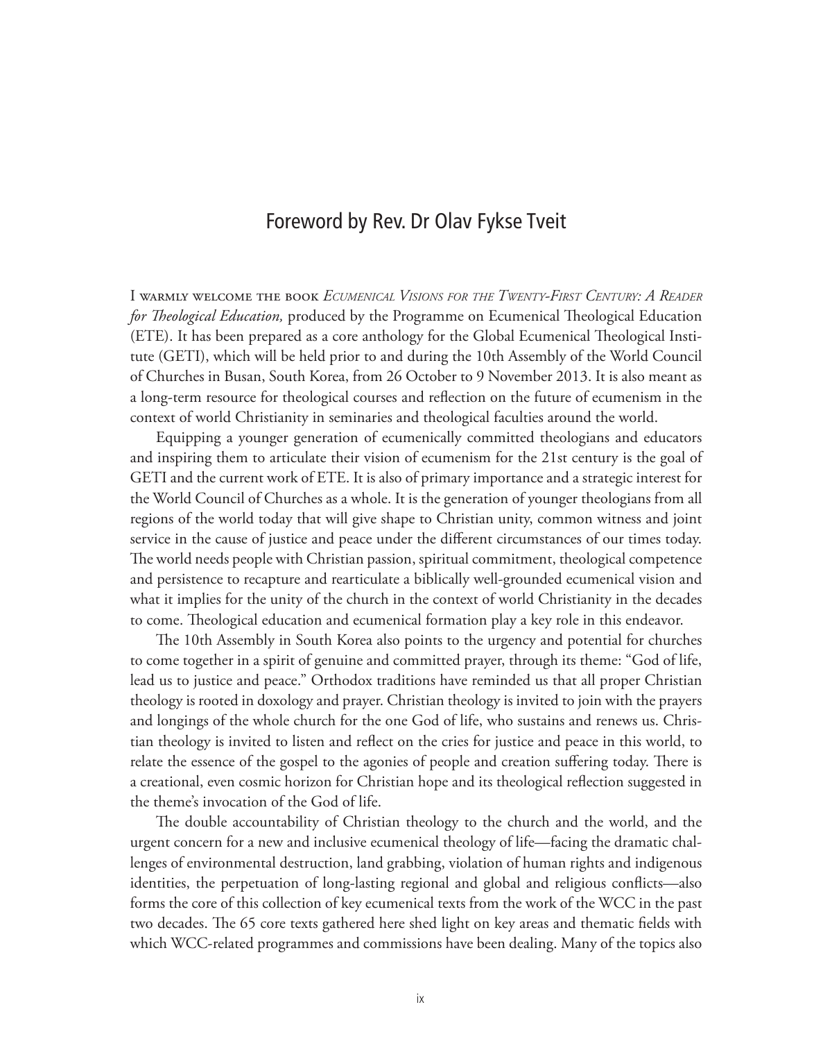# Foreword by Rev. Dr Olav Fykse Tveit

I warmly welcome the book *Ecumenical Visions for the Twenty-First Century: A Reader for Theological Education,* produced by the Programme on Ecumenical Theological Education (ETE). It has been prepared as a core anthology for the Global Ecumenical Theological Institute (GETI), which will be held prior to and during the 10th Assembly of the World Council of Churches in Busan, South Korea, from 26 October to 9 November 2013. It is also meant as a long-term resource for theological courses and reflection on the future of ecumenism in the context of world Christianity in seminaries and theological faculties around the world.

Equipping a younger generation of ecumenically committed theologians and educators and inspiring them to articulate their vision of ecumenism for the 21st century is the goal of GETI and the current work of ETE. It is also of primary importance and a strategic interest for the World Council of Churches as a whole. It is the generation of younger theologians from all regions of the world today that will give shape to Christian unity, common witness and joint service in the cause of justice and peace under the different circumstances of our times today. The world needs people with Christian passion, spiritual commitment, theological competence and persistence to recapture and rearticulate a biblically well-grounded ecumenical vision and what it implies for the unity of the church in the context of world Christianity in the decades to come. Theological education and ecumenical formation play a key role in this endeavor.

The 10th Assembly in South Korea also points to the urgency and potential for churches to come together in a spirit of genuine and committed prayer, through its theme: "God of life, lead us to justice and peace." Orthodox traditions have reminded us that all proper Christian theology is rooted in doxology and prayer. Christian theology is invited to join with the prayers and longings of the whole church for the one God of life, who sustains and renews us. Christian theology is invited to listen and reflect on the cries for justice and peace in this world, to relate the essence of the gospel to the agonies of people and creation suffering today. There is a creational, even cosmic horizon for Christian hope and its theological reflection suggested in the theme's invocation of the God of life.

The double accountability of Christian theology to the church and the world, and the urgent concern for a new and inclusive ecumenical theology of life—facing the dramatic challenges of environmental destruction, land grabbing, violation of human rights and indigenous identities, the perpetuation of long-lasting regional and global and religious conflicts—also forms the core of this collection of key ecumenical texts from the work of the WCC in the past two decades. The 65 core texts gathered here shed light on key areas and thematic fields with which WCC-related programmes and commissions have been dealing. Many of the topics also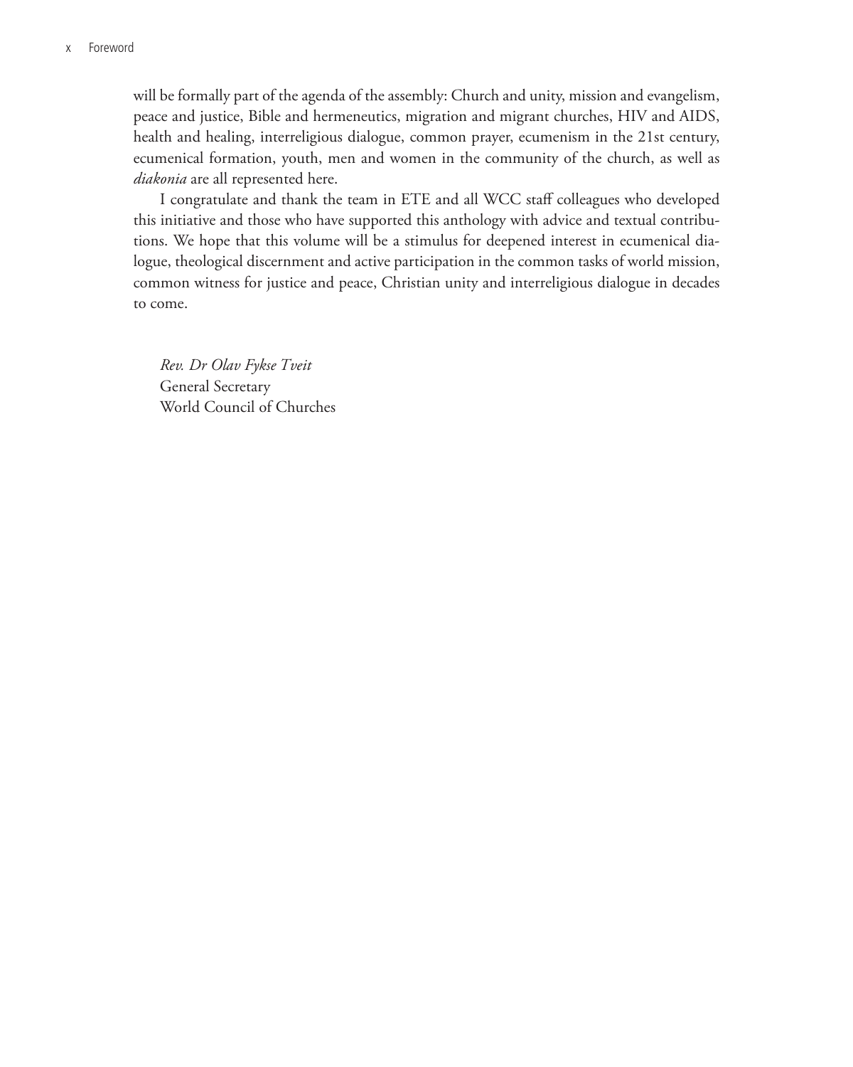will be formally part of the agenda of the assembly: Church and unity, mission and evangelism, peace and justice, Bible and hermeneutics, migration and migrant churches, HIV and AIDS, health and healing, interreligious dialogue, common prayer, ecumenism in the 21st century, ecumenical formation, youth, men and women in the community of the church, as well as *diakonia* are all represented here.

I congratulate and thank the team in ETE and all WCC staff colleagues who developed this initiative and those who have supported this anthology with advice and textual contributions. We hope that this volume will be a stimulus for deepened interest in ecumenical dialogue, theological discernment and active participation in the common tasks of world mission, common witness for justice and peace, Christian unity and interreligious dialogue in decades to come.

*Rev. Dr Olav Fykse Tveit*
General Secretary
World Council of Churches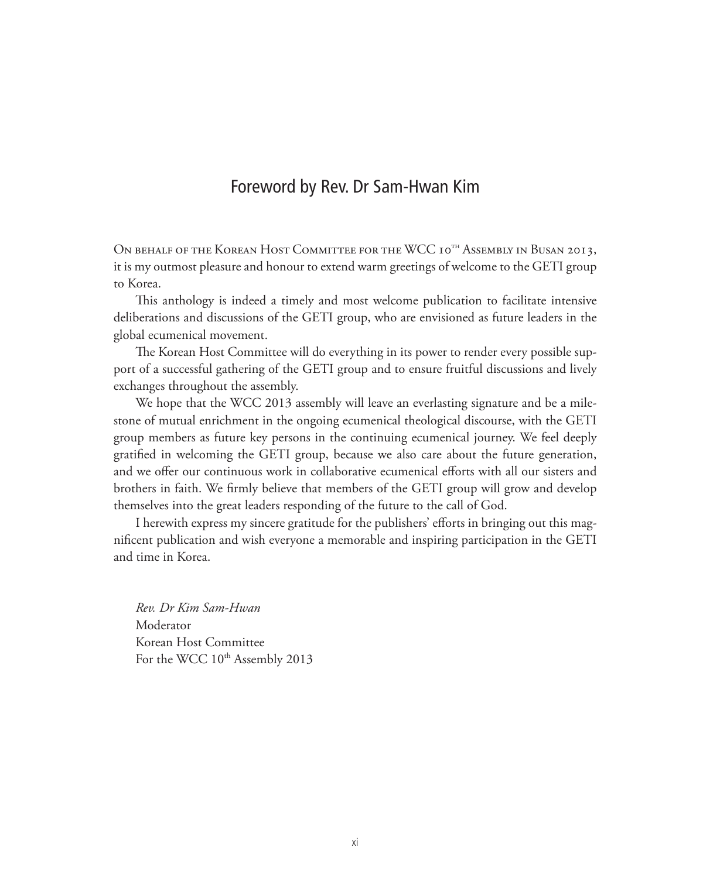# Foreword by Rev. Dr Sam-Hwan Kim

On behalf of the Korean Host Committee for the WCC 10th Assembly in Busan 2013, it is my outmost pleasure and honour to extend warm greetings of welcome to the GETI group to Korea.

This anthology is indeed a timely and most welcome publication to facilitate intensive deliberations and discussions of the GETI group, who are envisioned as future leaders in the global ecumenical movement.

The Korean Host Committee will do everything in its power to render every possible support of a successful gathering of the GETI group and to ensure fruitful discussions and lively exchanges throughout the assembly.

We hope that the WCC 2013 assembly will leave an everlasting signature and be a milestone of mutual enrichment in the ongoing ecumenical theological discourse, with the GETI group members as future key persons in the continuing ecumenical journey. We feel deeply gratified in welcoming the GETI group, because we also care about the future generation, and we offer our continuous work in collaborative ecumenical efforts with all our sisters and brothers in faith. We firmly believe that members of the GETI group will grow and develop themselves into the great leaders responding of the future to the call of God.

I herewith express my sincere gratitude for the publishers' efforts in bringing out this magnificent publication and wish everyone a memorable and inspiring participation in the GETI and time in Korea.

*Rev. Dr Kim Sam-Hwan*
Moderator
Korean Host Committee
For the WCC 10th Assembly 2013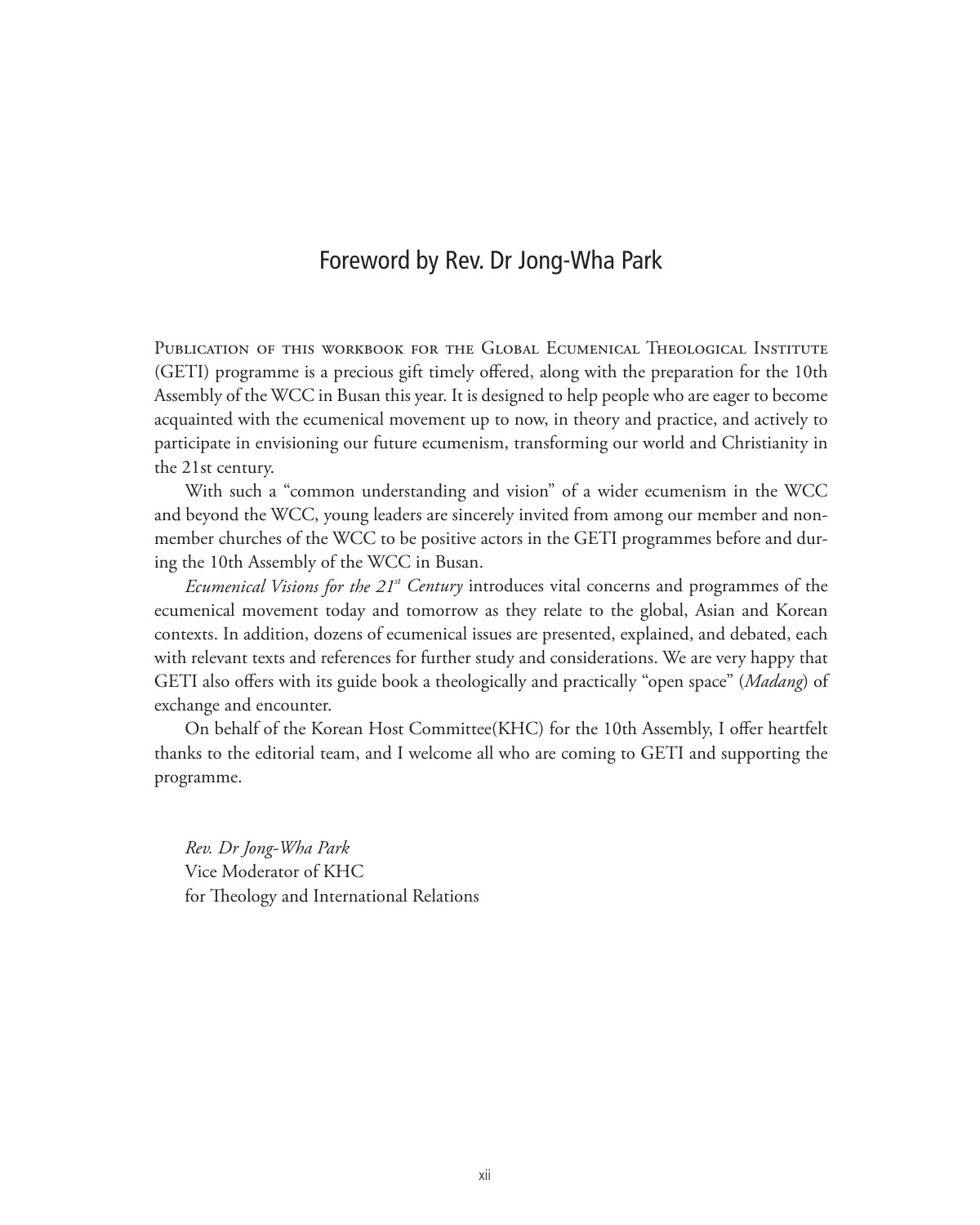## Foreword by Rev. Dr Jong-Wha Park

Publication of this workbook for the Global Ecumenical Theological Institute (GETI) programme is a precious gift timely offered, along with the preparation for the 10th Assembly of the WCC in Busan this year. It is designed to help people who are eager to become acquainted with the ecumenical movement up to now, in theory and practice, and actively to participate in envisioning our future ecumenism, transforming our world and Christianity in the 21st century.

With such a "common understanding and vision" of a wider ecumenism in the WCC and beyond the WCC, young leaders are sincerely invited from among our member and non-member churches of the WCC to be positive actors in the GETI programmes before and during the 10th Assembly of the WCC in Busan.

*Ecumenical Visions for the 21st Century* introduces vital concerns and programmes of the ecumenical movement today and tomorrow as they relate to the global, Asian and Korean contexts. In addition, dozens of ecumenical issues are presented, explained, and debated, each with relevant texts and references for further study and considerations. We are very happy that GETI also offers with its guide book a theologically and practically "open space" (*Madang*) of exchange and encounter.

On behalf of the Korean Host Committee(KHC) for the 10th Assembly, I offer heartfelt thanks to the editorial team, and I welcome all who are coming to GETI and supporting the programme.

*Rev. Dr Jong-Wha Park*
Vice Moderator of KHC
for Theology and International Relations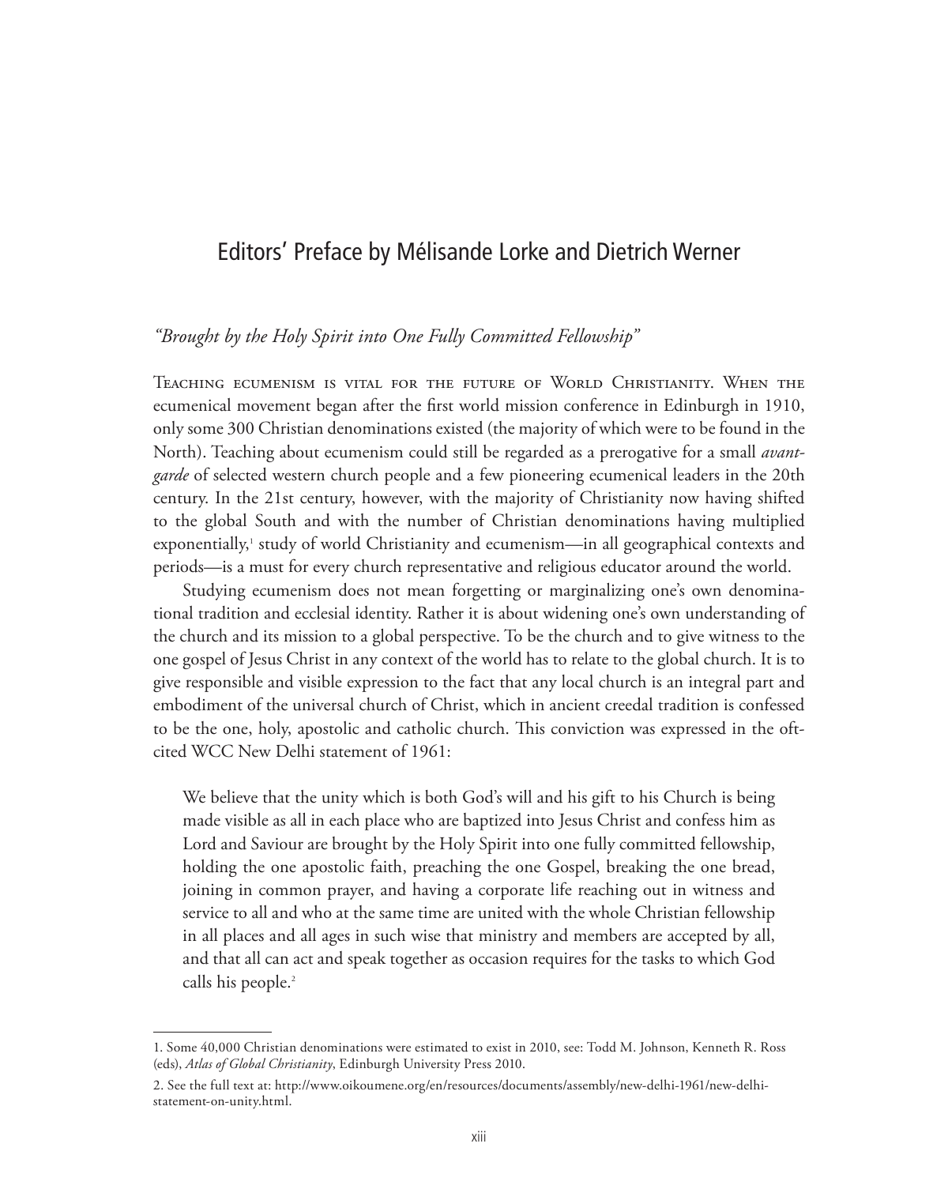## Editors' Preface by Mélisande Lorke and Dietrich Werner

### *"Brought by the Holy Spirit into One Fully Committed Fellowship"*

Teaching ecumenism is vital for the future of World Christianity. When the ecumenical movement began after the first world mission conference in Edinburgh in 1910, only some 300 Christian denominations existed (the majority of which were to be found in the North). Teaching about ecumenism could still be regarded as a prerogative for a small *avant-garde* of selected western church people and a few pioneering ecumenical leaders in the 20th century. In the 21st century, however, with the majority of Christianity now having shifted to the global South and with the number of Christian denominations having multiplied exponentially,[1] study of world Christianity and ecumenism—in all geographical contexts and periods—is a must for every church representative and religious educator around the world.

Studying ecumenism does not mean forgetting or marginalizing one's own denominational tradition and ecclesial identity. Rather it is about widening one's own understanding of the church and its mission to a global perspective. To be the church and to give witness to the one gospel of Jesus Christ in any context of the world has to relate to the global church. It is to give responsible and visible expression to the fact that any local church is an integral part and embodiment of the universal church of Christ, which in ancient creedal tradition is confessed to be the one, holy, apostolic and catholic church. This conviction was expressed in the oft-cited WCC New Delhi statement of 1961:

> We believe that the unity which is both God's will and his gift to his Church is being made visible as all in each place who are baptized into Jesus Christ and confess him as Lord and Saviour are brought by the Holy Spirit into one fully committed fellowship, holding the one apostolic faith, preaching the one Gospel, breaking the one bread, joining in common prayer, and having a corporate life reaching out in witness and service to all and who at the same time are united with the whole Christian fellowship in all places and all ages in such wise that ministry and members are accepted by all, and that all can act and speak together as occasion requires for the tasks to which God calls his people.[2]

---

1. Some 40,000 Christian denominations were estimated to exist in 2010, see: Todd M. Johnson, Kenneth R. Ross (eds), *Atlas of Global Christianity*, Edinburgh University Press 2010.

2. See the full text at: http://www.oikoumene.org/en/resources/documents/assembly/new-delhi-1961/new-delhi-statement-on-unity.html.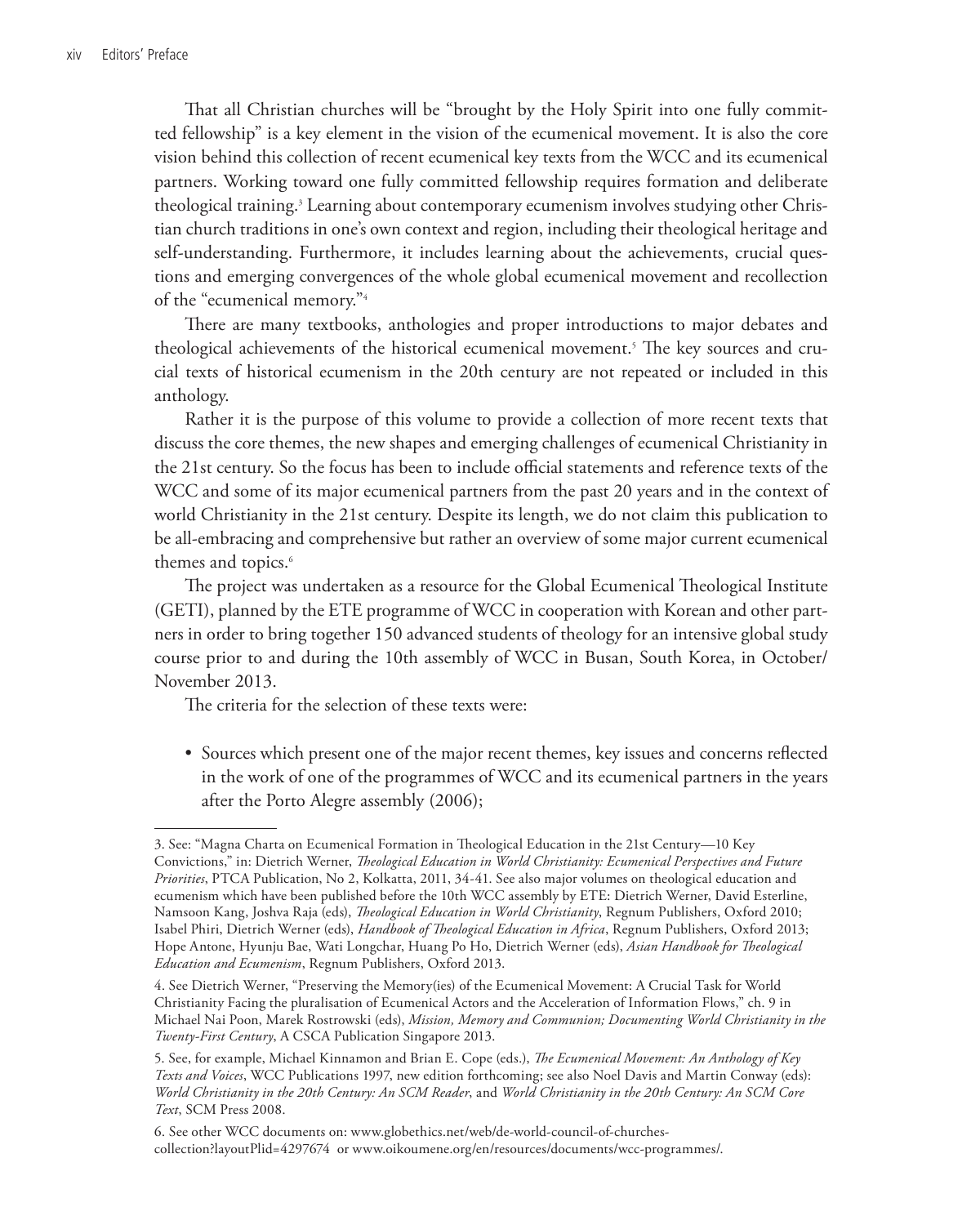That all Christian churches will be "brought by the Holy Spirit into one fully committed fellowship" is a key element in the vision of the ecumenical movement. It is also the core vision behind this collection of recent ecumenical key texts from the WCC and its ecumenical partners. Working toward one fully committed fellowship requires formation and deliberate theological training.[3] Learning about contemporary ecumenism involves studying other Christian church traditions in one's own context and region, including their theological heritage and self-understanding. Furthermore, it includes learning about the achievements, crucial questions and emerging convergences of the whole global ecumenical movement and recollection of the "ecumenical memory."[4]

There are many textbooks, anthologies and proper introductions to major debates and theological achievements of the historical ecumenical movement.[5] The key sources and crucial texts of historical ecumenism in the 20th century are not repeated or included in this anthology.

Rather it is the purpose of this volume to provide a collection of more recent texts that discuss the core themes, the new shapes and emerging challenges of ecumenical Christianity in the 21st century. So the focus has been to include official statements and reference texts of the WCC and some of its major ecumenical partners from the past 20 years and in the context of world Christianity in the 21st century. Despite its length, we do not claim this publication to be all-embracing and comprehensive but rather an overview of some major current ecumenical themes and topics.[6]

The project was undertaken as a resource for the Global Ecumenical Theological Institute (GETI), planned by the ETE programme of WCC in cooperation with Korean and other partners in order to bring together 150 advanced students of theology for an intensive global study course prior to and during the 10th assembly of WCC in Busan, South Korea, in October/November 2013.

The criteria for the selection of these texts were:

- Sources which present one of the major recent themes, key issues and concerns reflected in the work of one of the programmes of WCC and its ecumenical partners in the years after the Porto Alegre assembly (2006);

---

3. See: "Magna Charta on Ecumenical Formation in Theological Education in the 21st Century—10 Key Convictions," in: Dietrich Werner, *Theological Education in World Christianity: Ecumenical Perspectives and Future Priorities*, PTCA Publication, No 2, Kolkatta, 2011, 34-41. See also major volumes on theological education and ecumenism which have been published before the 10th WCC assembly by ETE: Dietrich Werner, David Esterline, Namsoon Kang, Joshva Raja (eds), *Theological Education in World Christianity*, Regnum Publishers, Oxford 2010; Isabel Phiri, Dietrich Werner (eds), *Handbook of Theological Education in Africa*, Regnum Publishers, Oxford 2013; Hope Antone, Hyunju Bae, Wati Longchar, Huang Po Ho, Dietrich Werner (eds), *Asian Handbook for Theological Education and Ecumenism*, Regnum Publishers, Oxford 2013.

4. See Dietrich Werner, "Preserving the Memory(ies) of the Ecumenical Movement: A Crucial Task for World Christianity Facing the pluralisation of Ecumenical Actors and the Acceleration of Information Flows," ch. 9 in Michael Nai Poon, Marek Rostrowski (eds), *Mission, Memory and Communion; Documenting World Christianity in the Twenty-First Century*, A CSCA Publication Singapore 2013.

5. See, for example, Michael Kinnamon and Brian E. Cope (eds.), *The Ecumenical Movement: An Anthology of Key Texts and Voices*, WCC Publications 1997, new edition forthcoming; see also Noel Davis and Martin Conway (eds): *World Christianity in the 20th Century: An SCM Reader*, and *World Christianity in the 20th Century: An SCM Core Text*, SCM Press 2008.

6. See other WCC documents on: www.globethics.net/web/de-world-council-of-churches-collection?layoutPlid=4297674 or www.oikoumene.org/en/resources/documents/wcc-programmes/.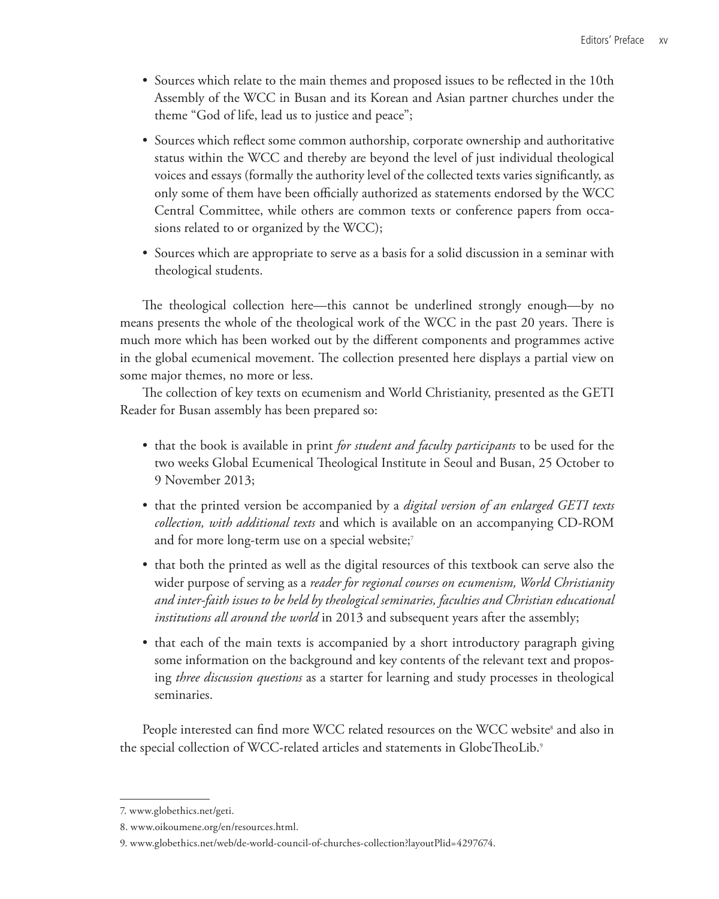- Sources which relate to the main themes and proposed issues to be reflected in the 10th Assembly of the WCC in Busan and its Korean and Asian partner churches under the theme "God of life, lead us to justice and peace";
- Sources which reflect some common authorship, corporate ownership and authoritative status within the WCC and thereby are beyond the level of just individual theological voices and essays (formally the authority level of the collected texts varies significantly, as only some of them have been officially authorized as statements endorsed by the WCC Central Committee, while others are common texts or conference papers from occasions related to or organized by the WCC);
- Sources which are appropriate to serve as a basis for a solid discussion in a seminar with theological students.

The theological collection here—this cannot be underlined strongly enough—by no means presents the whole of the theological work of the WCC in the past 20 years. There is much more which has been worked out by the different components and programmes active in the global ecumenical movement. The collection presented here displays a partial view on some major themes, no more or less.

The collection of key texts on ecumenism and World Christianity, presented as the GETI Reader for Busan assembly has been prepared so:

- that the book is available in print *for student and faculty participants* to be used for the two weeks Global Ecumenical Theological Institute in Seoul and Busan, 25 October to 9 November 2013;
- that the printed version be accompanied by a *digital version of an enlarged GETI texts collection, with additional texts* and which is available on an accompanying CD-ROM and for more long-term use on a special website;[7]
- that both the printed as well as the digital resources of this textbook can serve also the wider purpose of serving as a *reader for regional courses on ecumenism, World Christianity and inter-faith issues to be held by theological seminaries, faculties and Christian educational institutions all around the world* in 2013 and subsequent years after the assembly;
- that each of the main texts is accompanied by a short introductory paragraph giving some information on the background and key contents of the relevant text and proposing *three discussion questions* as a starter for learning and study processes in theological seminaries.

People interested can find more WCC related resources on the WCC website[8] and also in the special collection of WCC-related articles and statements in GlobeTheoLib.[9]

---

7. www.globethics.net/geti.

8. www.oikoumene.org/en/resources.html.

9. www.globethics.net/web/de-world-council-of-churches-collection?layoutPlid=4297674.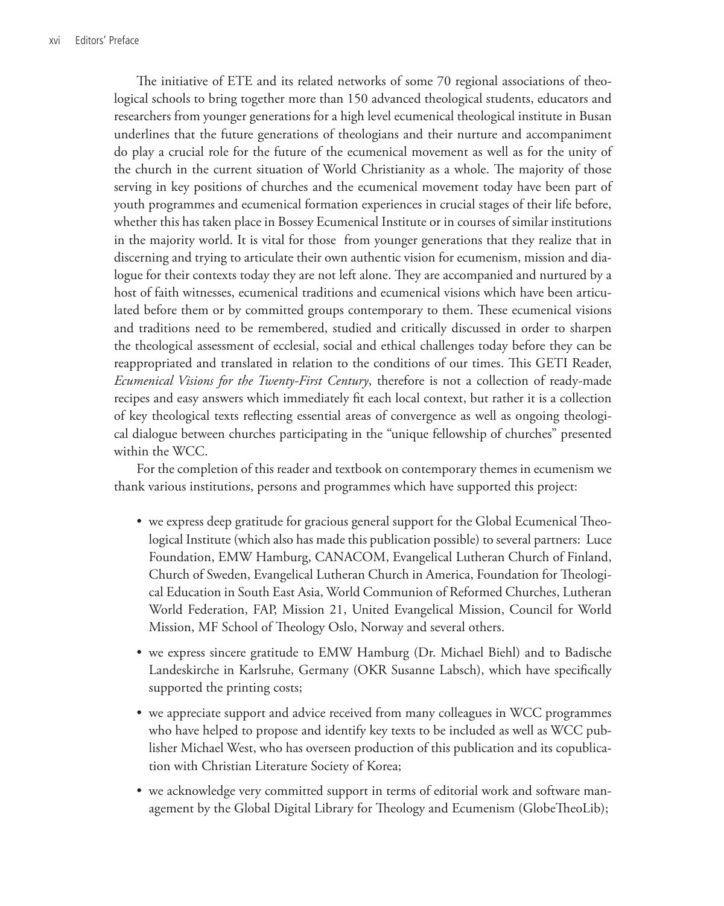The initiative of ETE and its related networks of some 70 regional associations of theological schools to bring together more than 150 advanced theological students, educators and researchers from younger generations for a high level ecumenical theological institute in Busan underlines that the future generations of theologians and their nurture and accompaniment do play a crucial role for the future of the ecumenical movement as well as for the unity of the church in the current situation of World Christianity as a whole. The majority of those serving in key positions of churches and the ecumenical movement today have been part of youth programmes and ecumenical formation experiences in crucial stages of their life before, whether this has taken place in Bossey Ecumenical Institute or in courses of similar institutions in the majority world. It is vital for those from younger generations that they realize that in discerning and trying to articulate their own authentic vision for ecumenism, mission and dialogue for their contexts today they are not left alone. They are accompanied and nurtured by a host of faith witnesses, ecumenical traditions and ecumenical visions which have been articulated before them or by committed groups contemporary to them. These ecumenical visions and traditions need to be remembered, studied and critically discussed in order to sharpen the theological assessment of ecclesial, social and ethical challenges today before they can be reappropriated and translated in relation to the conditions of our times. This GETI Reader, *Ecumenical Visions for the Twenty-First Century*, therefore is not a collection of ready-made recipes and easy answers which immediately fit each local context, but rather it is a collection of key theological texts reflecting essential areas of convergence as well as ongoing theological dialogue between churches participating in the "unique fellowship of churches" presented within the WCC.

For the completion of this reader and textbook on contemporary themes in ecumenism we thank various institutions, persons and programmes which have supported this project:

- we express deep gratitude for gracious general support for the Global Ecumenical Theological Institute (which also has made this publication possible) to several partners: Luce Foundation, EMW Hamburg, CANACOM, Evangelical Lutheran Church of Finland, Church of Sweden, Evangelical Lutheran Church in America, Foundation for Theological Education in South East Asia, World Communion of Reformed Churches, Lutheran World Federation, FAP, Mission 21, United Evangelical Mission, Council for World Mission, MF School of Theology Oslo, Norway and several others.

- we express sincere gratitude to EMW Hamburg (Dr. Michael Biehl) and to Badische Landeskirche in Karlsruhe, Germany (OKR Susanne Labsch), which have specifically supported the printing costs;

- we appreciate support and advice received from many colleagues in WCC programmes who have helped to propose and identify key texts to be included as well as WCC publisher Michael West, who has overseen production of this publication and its copublication with Christian Literature Society of Korea;

- we acknowledge very committed support in terms of editorial work and software management by the Global Digital Library for Theology and Ecumenism (GlobeTheoLib);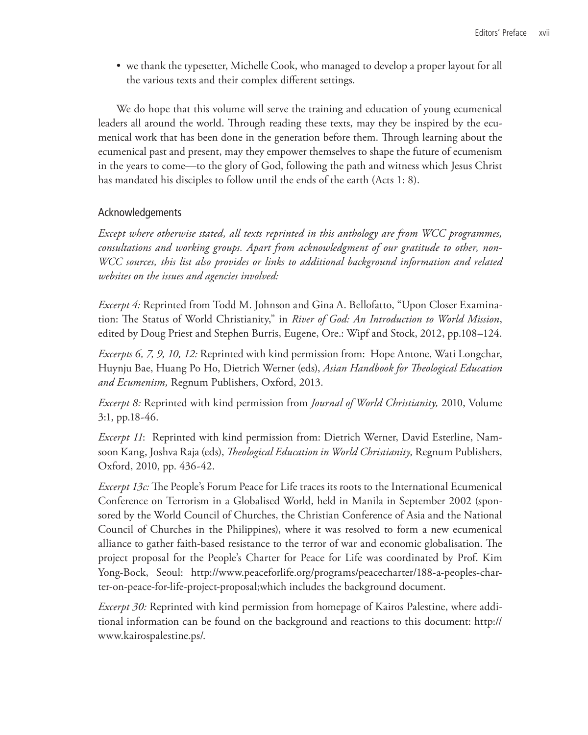- we thank the typesetter, Michelle Cook, who managed to develop a proper layout for all the various texts and their complex different settings.

We do hope that this volume will serve the training and education of young ecumenical leaders all around the world. Through reading these texts, may they be inspired by the ecumenical work that has been done in the generation before them. Through learning about the ecumenical past and present, may they empower themselves to shape the future of ecumenism in the years to come—to the glory of God, following the path and witness which Jesus Christ has mandated his disciples to follow until the ends of the earth (Acts 1: 8).

## Acknowledgements

*Except where otherwise stated, all texts reprinted in this anthology are from WCC programmes, consultations and working groups. Apart from acknowledgment of our gratitude to other, non-WCC sources, this list also provides or links to additional background information and related websites on the issues and agencies involved:*

*Excerpt 4:* Reprinted from Todd M. Johnson and Gina A. Bellofatto, "Upon Closer Examination: The Status of World Christianity," in *River of God: An Introduction to World Mission*, edited by Doug Priest and Stephen Burris, Eugene, Ore.: Wipf and Stock, 2012, pp.108–124.

*Excerpts 6, 7, 9, 10, 12:* Reprinted with kind permission from: Hope Antone, Wati Longchar, Huynju Bae, Huang Po Ho, Dietrich Werner (eds), *Asian Handbook for Theological Education and Ecumenism,* Regnum Publishers, Oxford, 2013.

*Excerpt 8:* Reprinted with kind permission from *Journal of World Christianity,* 2010, Volume 3:1, pp.18-46.

*Excerpt 11*: Reprinted with kind permission from: Dietrich Werner, David Esterline, Namsoon Kang, Joshva Raja (eds), *Theological Education in World Christianity,* Regnum Publishers, Oxford, 2010, pp. 436-42.

*Excerpt 13c:* The People's Forum Peace for Life traces its roots to the International Ecumenical Conference on Terrorism in a Globalised World, held in Manila in September 2002 (sponsored by the World Council of Churches, the Christian Conference of Asia and the National Council of Churches in the Philippines), where it was resolved to form a new ecumenical alliance to gather faith-based resistance to the terror of war and economic globalisation. The project proposal for the People's Charter for Peace for Life was coordinated by Prof. Kim Yong-Bock, Seoul: http://www.peaceforlife.org/programs/peacecharter/188-a-peoples-charter-on-peace-for-life-project-proposal;which includes the background document.

*Excerpt 30:* Reprinted with kind permission from homepage of Kairos Palestine, where additional information can be found on the background and reactions to this document: http://www.kairospalestine.ps/.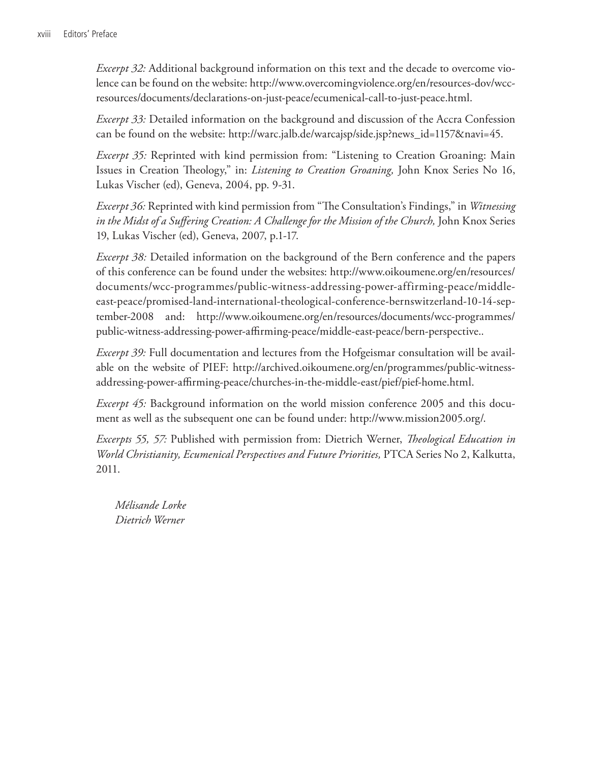*Excerpt 32:* Additional background information on this text and the decade to overcome violence can be found on the website: http://www.overcomingviolence.org/en/resources-dov/wcc-resources/documents/declarations-on-just-peace/ecumenical-call-to-just-peace.html.

*Excerpt 33:* Detailed information on the background and discussion of the Accra Confession can be found on the website: http://warc.jalb.de/warcajsp/side.jsp?news_id=1157&navi=45.

*Excerpt 35:* Reprinted with kind permission from: "Listening to Creation Groaning: Main Issues in Creation Theology," in: *Listening to Creation Groaning,* John Knox Series No 16, Lukas Vischer (ed), Geneva, 2004, pp. 9-31.

*Excerpt 36:* Reprinted with kind permission from "The Consultation's Findings," in *Witnessing in the Midst of a Suffering Creation: A Challenge for the Mission of the Church,* John Knox Series 19, Lukas Vischer (ed), Geneva, 2007, p.1-17.

*Excerpt 38:* Detailed information on the background of the Bern conference and the papers of this conference can be found under the websites: http://www.oikoumene.org/en/resources/documents/wcc-programmes/public-witness-addressing-power-affirming-peace/middle-east-peace/promised-land-international-theological-conference-bernswitzerland-10-14-september-2008 and: http://www.oikoumene.org/en/resources/documents/wcc-programmes/public-witness-addressing-power-affirming-peace/middle-east-peace/bern-perspective..

*Excerpt 39:* Full documentation and lectures from the Hofgeismar consultation will be available on the website of PIEF: http://archived.oikoumene.org/en/programmes/public-witness-addressing-power-affirming-peace/churches-in-the-middle-east/pief/pief-home.html.

*Excerpt 45:* Background information on the world mission conference 2005 and this document as well as the subsequent one can be found under: http://www.mission2005.org/.

*Excerpts 55, 57:* Published with permission from: Dietrich Werner, *Theological Education in World Christianity, Ecumenical Perspectives and Future Priorities,* PTCA Series No 2, Kalkutta, 2011.

*Mélisande Lorke*
*Dietrich Werner*